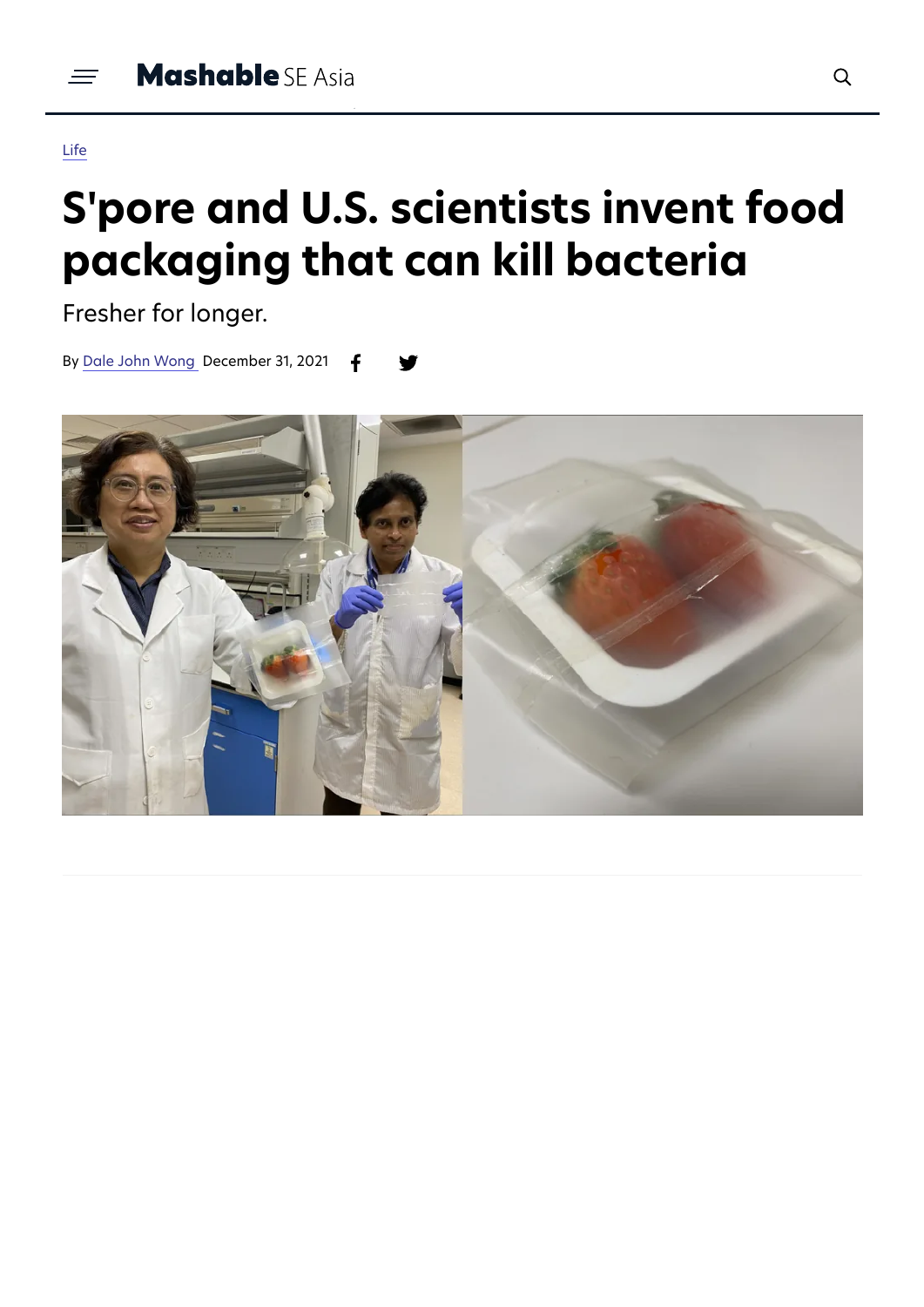Life

# S'pore and U.S. scientists invent food packaging that can kill bacteria

Fresher for longer.

By Dale John Wong December 31, 2021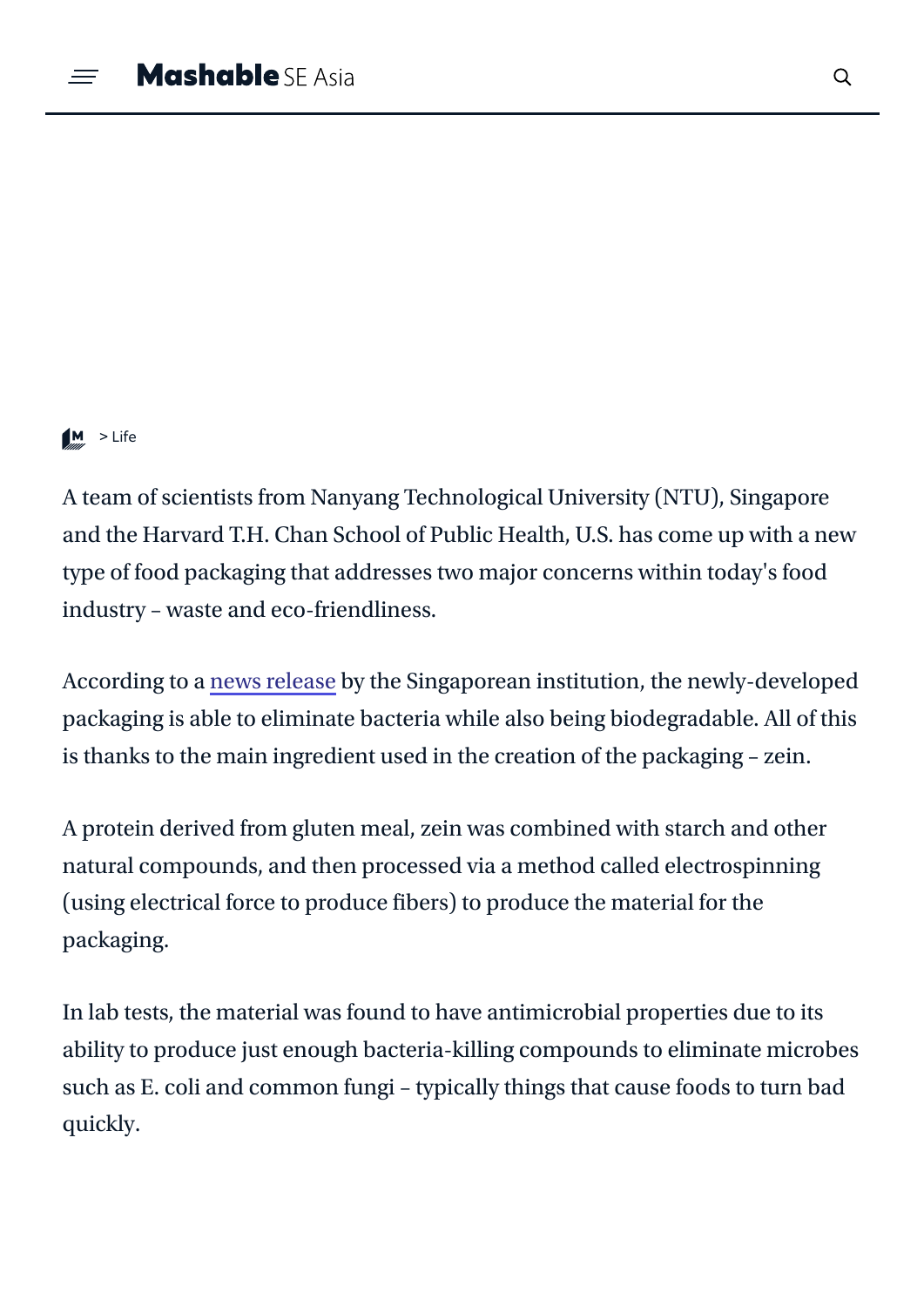> Life

A team of scientists from Nanyang Technological University (NTU), Singapore and the Harvard T.H. Chan School of Public Health, U.S. has come up with a new type of food packaging that addresses two major concerns within today's food industry – waste and eco-friendliness.

According to a news release by the Singaporean institution, the newly-developed packaging is able to eliminate bacteria while also being biodegradable. All of this is thanks to the main ingredient used in the creation of the packaging – zein.

A protein derived from gluten meal, zein was combined with starch and other natural compounds, and then processed via a method called electrospinning (using electrical force to produce fibers) to produce the material for the packaging.

In lab tests, the material was found to have antimicrobial properties due to its ability to produce just enough bacteria-killing compounds to eliminate microbes such as E. coli and common fungi – typically things that cause foods to turn bad quickly.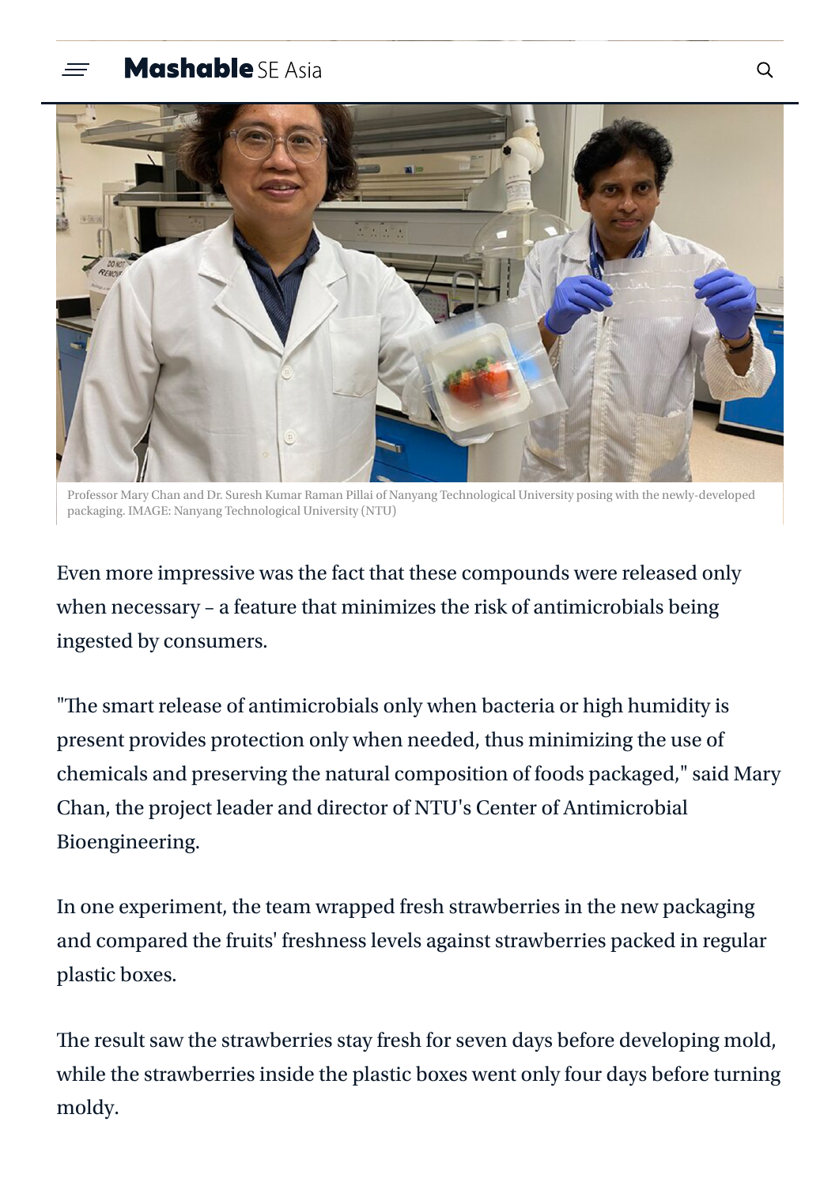Professor Mary Chan and Dr. Suresh Kumar Raman Pillai of Nanyang Technological University posing with the newly-developed packaging. IMAGE: Nanyang Technological University (NTU)

Even more impressive was the fact that these compounds were released only when necessary – a feature that minimizes the risk of antimicrobials being ingested by consumers.

"The smart release of antimicrobials only when bacteria or high humidity is present provides protection only when needed, thus minimizing the use of chemicals and preserving the natural composition of foods packaged," said Mary Chan, the project leader and director of NTU's Center of Antimicrobial Bioengineering.

In one experiment, the team wrapped fresh strawberries in the new packaging and compared the fruits' freshness levels against strawberries packed in regular plastic boxes.

The result saw the strawberries stay fresh for seven days before developing mold, while the strawberries inside the plastic boxes went only four days before turning moldy.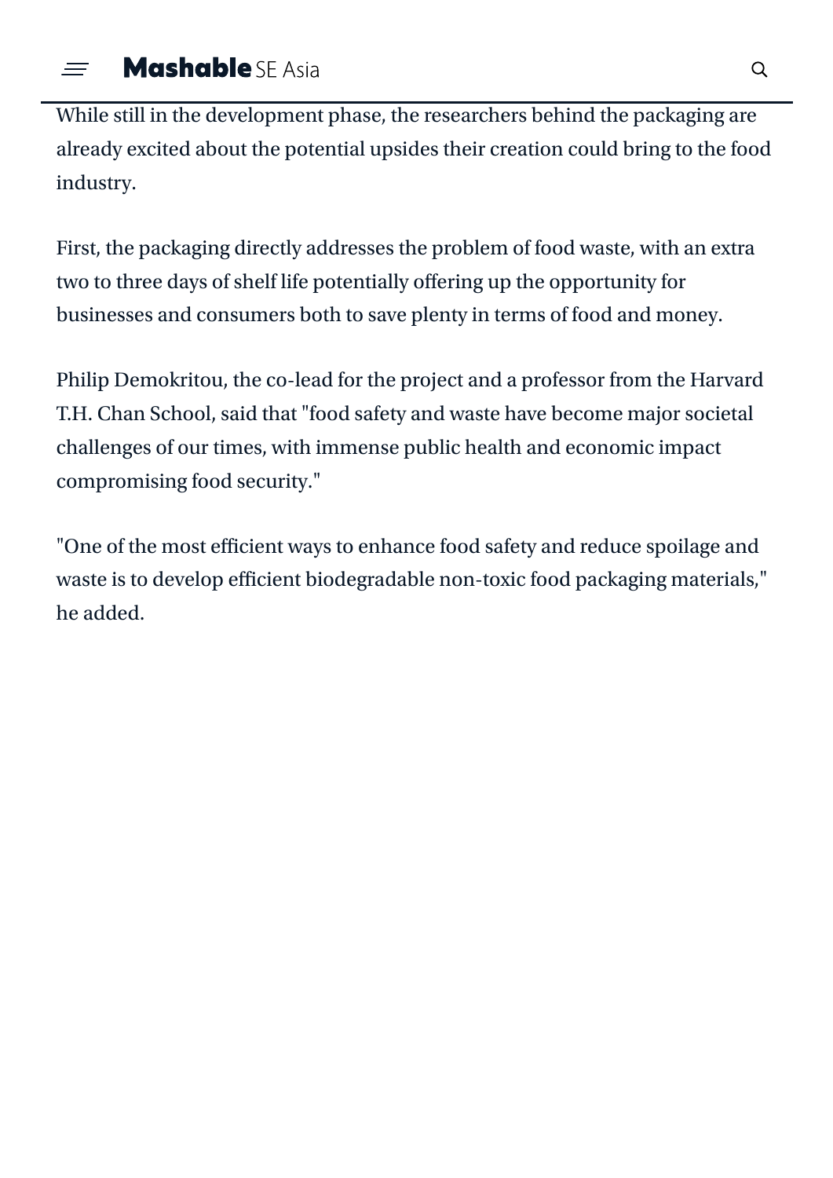While still in the development phase, the researchers behind the packaging are already excited about the potential upsides their creation could bring to the food industry.

First, the packaging directly addresses the problem of food waste, with an extra two to three days of shelf life potentially offering up the opportunity for businesses and consumers both to save plenty in terms of food and money.

Philip Demokritou, the co-lead for the project and a professor from the Harvard T.H. Chan School, said that "food safety and waste have become major societal challenges of our times, with immense public health and economic impact compromising food security."

"One of the most efficient ways to enhance food safety and reduce spoilage and waste is to develop efficient biodegradable non-toxic food packaging materials," he added.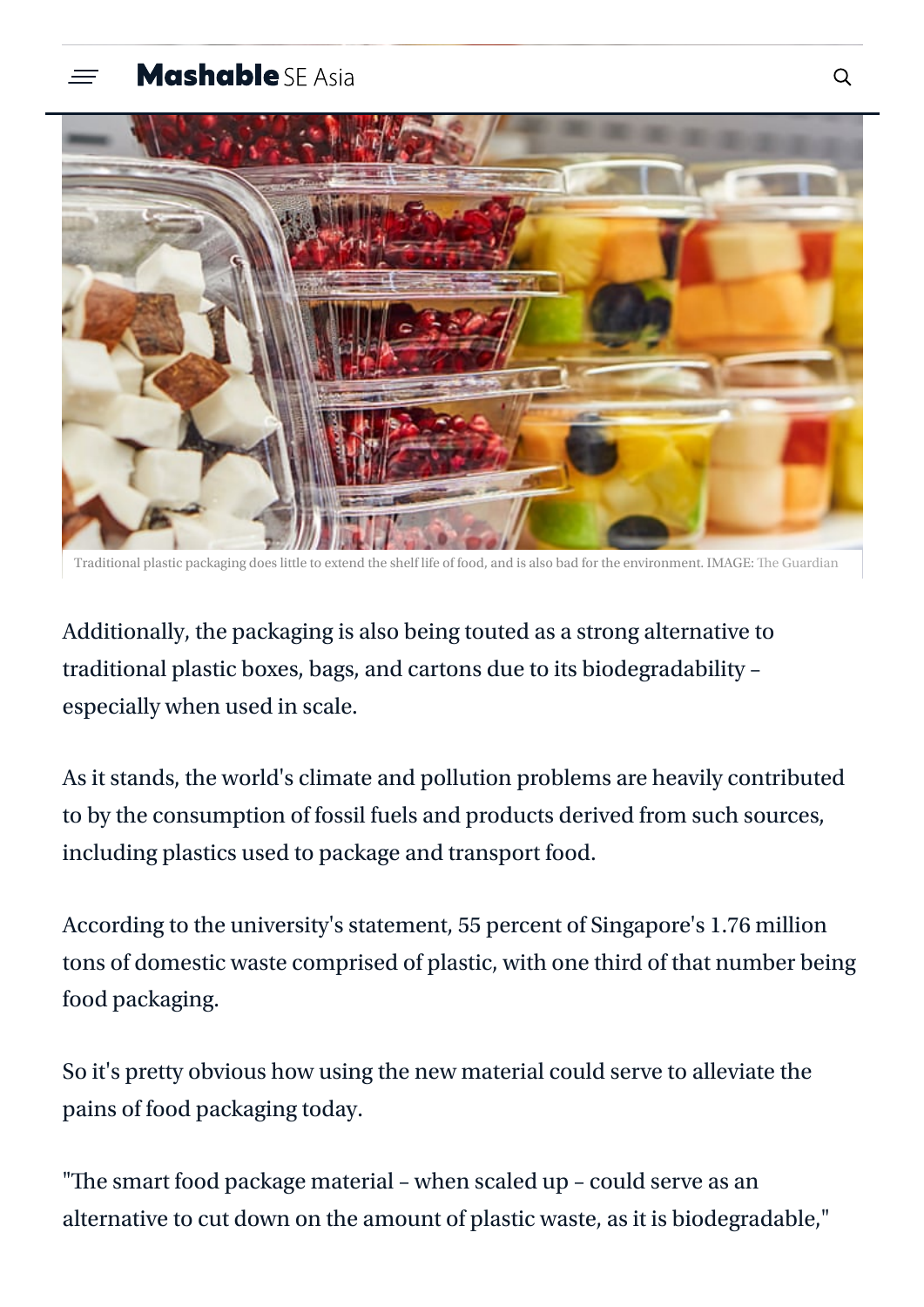Traditional plastic packaging does little to extend the shelf life of food, and is also bad for the environment. IMAGE: The Guardian

Additionally, the packaging is also being touted as a strong alternative to traditional plastic boxes, bags, and cartons due to its biodegradability – especially when used in scale.

As it stands, the world's climate and pollution problems are heavily contributed to by the consumption of fossil fuels and products derived from such sources, including plastics used to package and transport food.

According to the university's statement, 55 percent of Singapore's 1.76 million tons of domestic waste comprised of plastic, with one third of that number being food packaging.

So it's pretty obvious how using the new material could serve to alleviate the pains of food packaging today.

"The smart food package material – when scaled up – could serve as an alternative to cut down on the amount of plastic waste, as it is biodegradable,"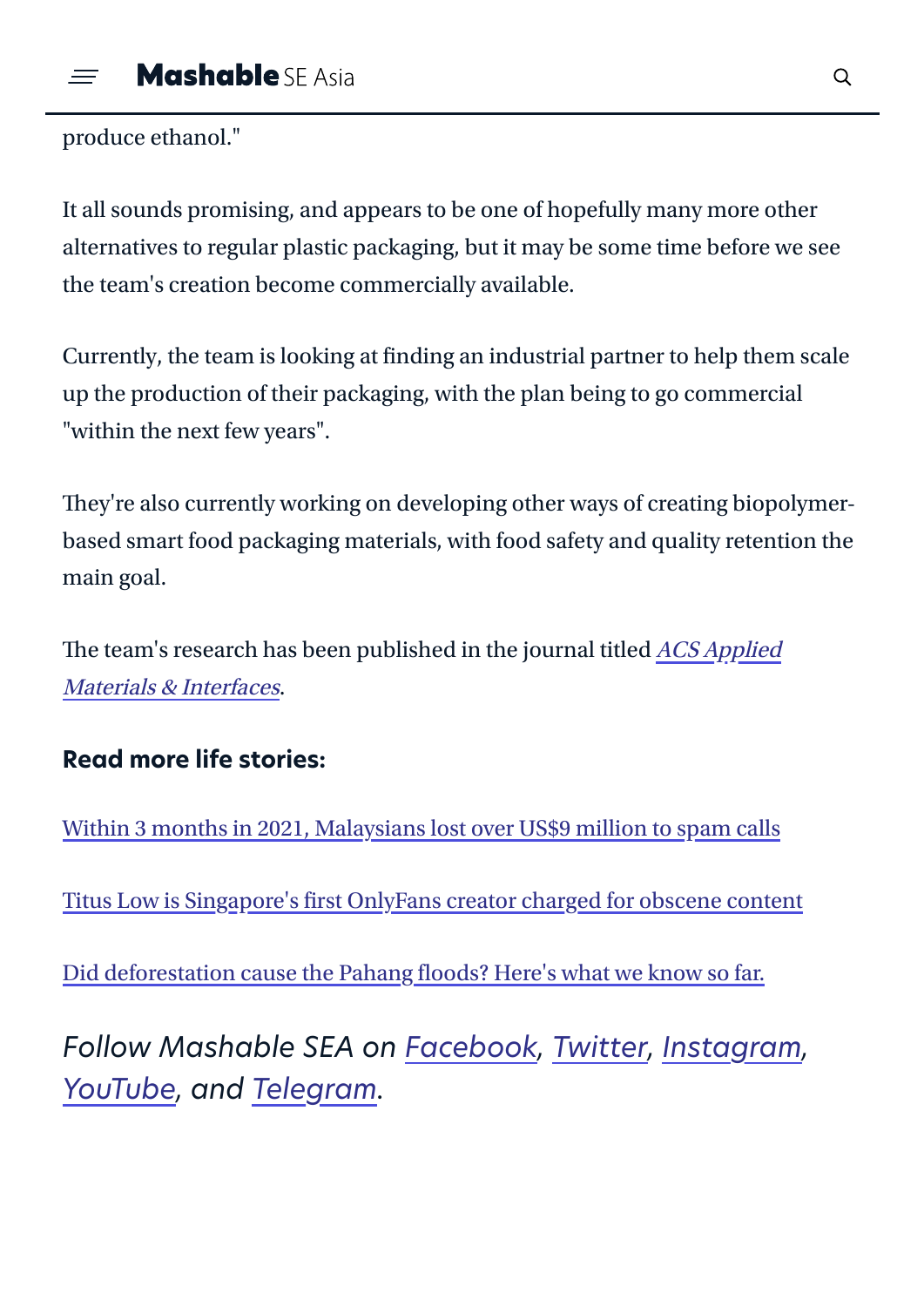produce ethanol."

It all sounds promising, and appears to be one of hopefully many more other alternatives to regular plastic packaging, but it may be some time before we see the team's creation become commercially available.

Currently, the team is looking at finding an industrial partner to help them scale up the production of their packaging, with the plan being to go commercial "within the next few years".

They're also currently working on developing other ways of creating biopolymer-based smart food packaging materials, with food safety and quality retention the main goal.

The team's research has been published in the journal titled *ACS Applied Materials & Interfaces*.

**Read more life stories:**

Within 3 months in 2021, Malaysians lost over US$9 million to spam calls

Titus Low is Singapore's first OnlyFans creator charged for obscene content

Did deforestation cause the Pahang floods? Here's what we know so far.

*Follow Mashable SEA on Facebook, Twitter, Instagram, YouTube, and Telegram.*